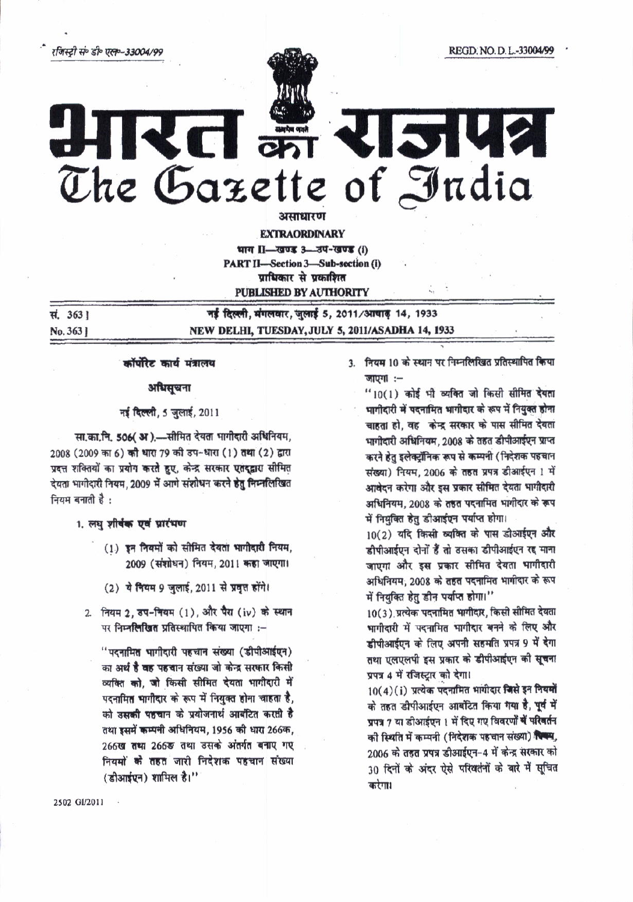रजिस्ट्री सं॰ डी॰ एल॰-33004/99 REGD. NO. D. L.-33004/99

# भारत का राजपत्र
# The Gazette of India

असाधारण

**EXTRAORDINARY**

भाग II—खण्ड 3—उप-खण्ड (i)

**PART II—Section 3—Sub-section (i)**

प्राधिकार से प्रकाशित

**PUBLISHED BY AUTHORITY**

सं. 363] नई दिल्ली, मंगलवार, जुलाई 5, 2011/आषाढ़ 14, 1933

No. 363] NEW DELHI, TUESDAY, JULY 5, 2011/ASADHA 14, 1933

## कॉर्पोरेट कार्य मंत्रालय

### अधिसूचना

नई दिल्ली, 5 जुलाई, 2011

**सा.का.नि. 506(अ).**—सीमित देयता भागीदारी अधिनियम, 2008 (2009 का 6) की धारा 79 की उप-धारा (1) तथा (2) द्वारा प्रदत्त शक्तियों का प्रयोग करते हुए, केन्द्र सरकार एतद्द्वारा सीमित देयता भागीदारी नियम, 2009 में आगे संशोधन करने हेतु निम्नलिखित नियम बनाती है :

1. लघु शीर्षक एवं प्रारंभण

   (1) इन नियमों को सीमित देयता भागीदारी नियम, 2009 (संशोधन) नियम, 2011 कहा जाएगा।

   (2) ये नियम 9 जुलाई, 2011 से प्रवृत्त होंगे।

2. नियम 2, उप-नियम (1), और पैरा (iv) के स्थान पर निम्नलिखित प्रतिस्थापित किया जाएगा :—

   "पदनामित भागीदारी पहचान संख्या (डीपीआईएन) का अर्थ है वह पहचान संख्या जो केन्द्र सरकार किसी व्यक्ति को, जो किसी सीमित देयता भागीदारी में पदनामित भागीदार के रूप में नियुक्त होना चाहता है, को उसकी पहचान के प्रयोजनार्थ आबंटित करती है तथा इसमें कम्पनी अधिनियम, 1956 की धारा 266क, 266ख तथा 266ङ तथा उसके अंतर्गत बनाए गए नियमों के तहत जारी निदेशक पहचान संख्या (डीआईएन) शामिल है।"

3. नियम 10 के स्थान पर निम्नलिखित प्रतिस्थापित किया जाएगा :—

   "10(1) कोई भी व्यक्ति जो किसी सीमित देयता भागीदारी में पदनामित भागीदार के रूप में नियुक्त होना चाहता हो, वह केन्द्र सरकार के पास सीमित देयता भागीदारी अधिनियम, 2008 के तहत डीपीआईएन प्राप्त करने हेतु इलेक्ट्रॉनिक रूप से कम्पनी (निदेशक पहचान संख्या) नियम, 2006 के तहत प्रपत्र डीआईएन 1 में आवेदन करेगा और इस प्रकार सीमित देयता भागीदारी अधिनियम, 2008 के तहत पदनामित भागीदार के रूप में नियुक्ति हेतु डीआईएन पर्याप्त होगा।

   10(2) यदि किसी व्यक्ति के पास डीआईएन और डीपीआईएन दोनों हैं तो उसका डीपीआईएन रद्द माना जाएगा और इस प्रकार सीमित देयता भागीदारी अधिनियम, 2008 के तहत पदनामित भागीदार के रूप में नियुक्ति हेतु डीन पर्याप्त होगा।"

   10(3) प्रत्येक पदनामित भागीदार, किसी सीमित देयता भागीदारी में पदनामित भागीदार बनने के लिए और डीपीआईएन के लिए अपनी सहमति प्रपत्र 9 में देगा तथा एलएलपी इस प्रकार के डीपीआईएन की सूचना प्रपत्र 4 में रजिस्ट्रार को देगा।

   10(4)(i) प्रत्येक पदनामित भागीदार जिसे इन नियमों के तहत डीपीआईएन आबंटित किया गया है, पूर्व में प्रपत्र 7 या डीआईएन 1 में दिए गए विवरणों में परिवर्तन की स्थिति में कम्पनी (निदेशक पहचान संख्या) नियम, 2006 के तहत प्रपत्र डीआईएन-4 में केन्द्र सरकार को 30 दिनों के अंदर ऐसे परिवर्तनों के बारे में सूचित करेगा।

2502 GI/2011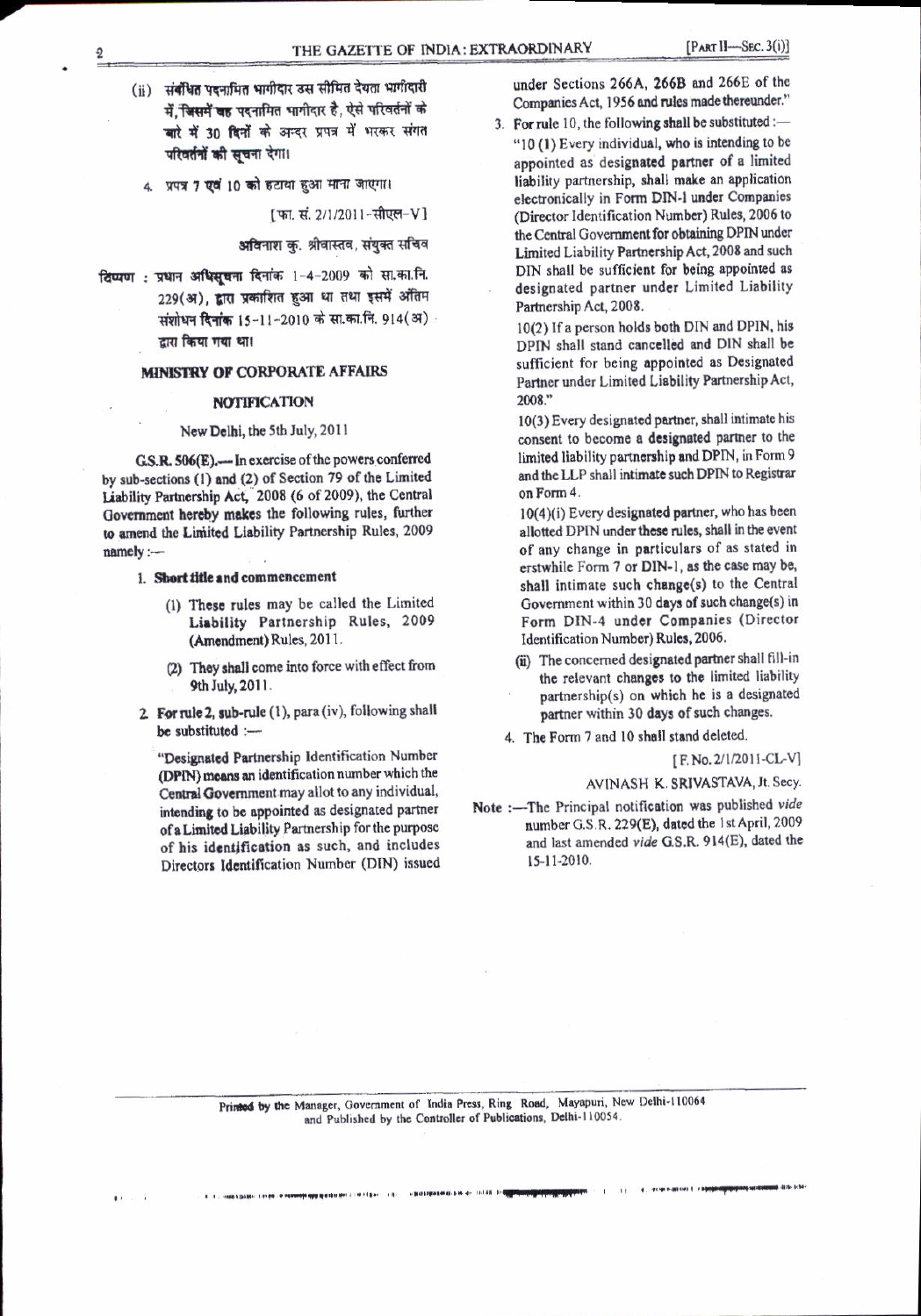(ii) संबंधित पदनामित भागीदार उस सीमित देयता भागीदारी में, जिसमें वह पदनामित भागीदार है, ऐसे परिवर्तनों के बारे में 30 दिनों के अन्दर प्रपत्र में भरकर संगत परिवर्तनों की सूचना देगा।

4. प्रपत्र 7 एवं 10 को हटाया हुआ माना जाएगा।

[फा. सं. 2/1/2011-सीएल-V]

अविनाश कु. श्रीवास्तव, संयुक्त सचिव

टिप्पण : प्रधान अधिसूचना दिनांक 1-4-2009 को सा.का.नि. 229(अ), द्वारा प्रकाशित हुआ था तथा इसमें अंतिम संशोधन दिनांक 15-11-2010 के सा.का.नि. 914(अ) द्वारा किया गया था।

## MINISTRY OF CORPORATE AFFAIRS

### NOTIFICATION

New Delhi, the 5th July, 2011

**G.S.R. 506(E).**—In exercise of the powers conferred by sub-sections (1) and (2) of Section 79 of the Limited Liability Partnership Act, 2008 (6 of 2009), the Central Government hereby makes the following rules, further to amend the Limited Liability Partnership Rules, 2009 namely :—

1. **Short title and commencement**

   (1) These rules may be called the Limited Liability Partnership Rules, 2009 (Amendment) Rules, 2011.

   (2) They shall come into force with effect from 9th July, 2011.

2. **For rule 2, sub-rule (1), para (iv), following shall be substituted :—**

   "Designated Partnership Identification Number (DPIN) means an identification number which the Central Government may allot to any individual, intending to be appointed as designated partner of a Limited Liability Partnership for the purpose of his identification as such, and includes Directors Identification Number (DIN) issued under Sections 266A, 266B and 266E of the Companies Act, 1956 and rules made thereunder."

3. For rule 10, the following shall be substituted :—

   "10 (1) Every individual, who is intending to be appointed as designated partner of a limited liability partnership, shall make an application electronically in Form DIN-1 under Companies (Director Identification Number) Rules, 2006 to the Central Government for obtaining DPIN under Limited Liability Partnership Act, 2008 and such DIN shall be sufficient for being appointed as designated partner under Limited Liability Partnership Act, 2008.

   10(2) If a person holds both DIN and DPIN, his DPIN shall stand cancelled and DIN shall be sufficient for being appointed as Designated Partner under Limited Liability Partnership Act, 2008."

   10(3) Every designated partner, shall intimate his consent to become a designated partner to the limited liability partnership and DPIN, in Form 9 and the LLP shall intimate such DPIN to Registrar on Form 4.

   10(4)(i) Every designated partner, who has been allotted DPIN under these rules, shall in the event of any change in particulars of as stated in erstwhile Form 7 or DIN-1, as the case may be, shall intimate such change(s) to the Central Government within 30 days of such change(s) in Form DIN-4 under Companies (Director Identification Number) Rules, 2006.

   (ii) The concerned designated partner shall fill-in the relevant changes to the limited liability partnership(s) on which he is a designated partner within 30 days of such changes.

4. The Form 7 and 10 shall stand deleted.

[F. No. 2/1/2011-CL-V]

AVINASH K. SRIVASTAVA, Jt. Secy.

**Note :**—The Principal notification was published *vide* number G.S.R. 229(E), dated the 1st April, 2009 and last amended *vide* G.S.R. 914(E), dated the 15-11-2010.

Printed by the Manager, Government of India Press, Ring Road, Mayapuri, New Delhi-110064 and Published by the Controller of Publications, Delhi-110054.